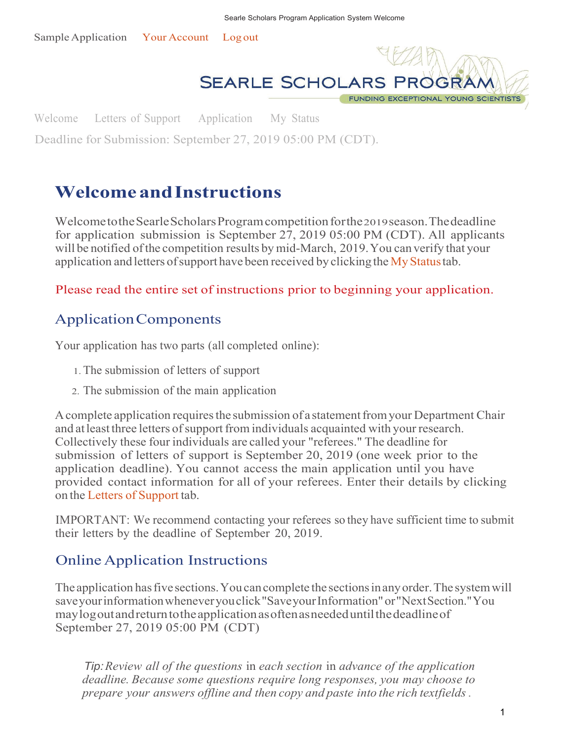Sample Application Your Account Log out

SEARLE SCHOLARS PROGRAM

FUNDING EXCEPTIONAL YOUNG SCIENTISTS

Welcome Letters of Support Application My Status

Deadline for Submission: September 27, 2019 05:00 PM (CDT).

# Welcome and Instructions

Welcome to the Searle Scholars Program competition for the 2019 season. The deadline for application submission is September 27, 2019 05:00 PM (CDT). All applicants will be notified of the competition results by mid-March, 2019. You can verify that your application and letters of support have been received by clicking the My Status tab.

Please read the entire set of instructions prior to beginning your application.

## Application Components

Your application has two parts (all completed online):

1. The submission of letters of support
2. The submission of the main application

A complete application requires the submission of a statement from your Department Chair and at least three letters of support from individuals acquainted with your research. Collectively these four individuals are called your "referees." The deadline for submission of letters of support is September 20, 2019 (one week prior to the application deadline). You cannot access the main application until you have provided contact information for all of your referees. Enter their details by clicking on the Letters of Support tab.

IMPORTANT: We recommend contacting your referees so they have sufficient time to submit their letters by the deadline of September 20, 2019.

## Online Application Instructions

The application has five sections. You can complete the sections in any order. The system will save your information whenever you click "Save your Information" or "Next Section." You may log out and return to the application as often as needed until the deadline of September 27, 2019 05:00 PM (CDT)

> Tip: *Review all of the questions* in *each section* in *advance of the application deadline. Because some questions require long responses, you may choose to prepare your answers offline and then copy and paste into the rich textfields* .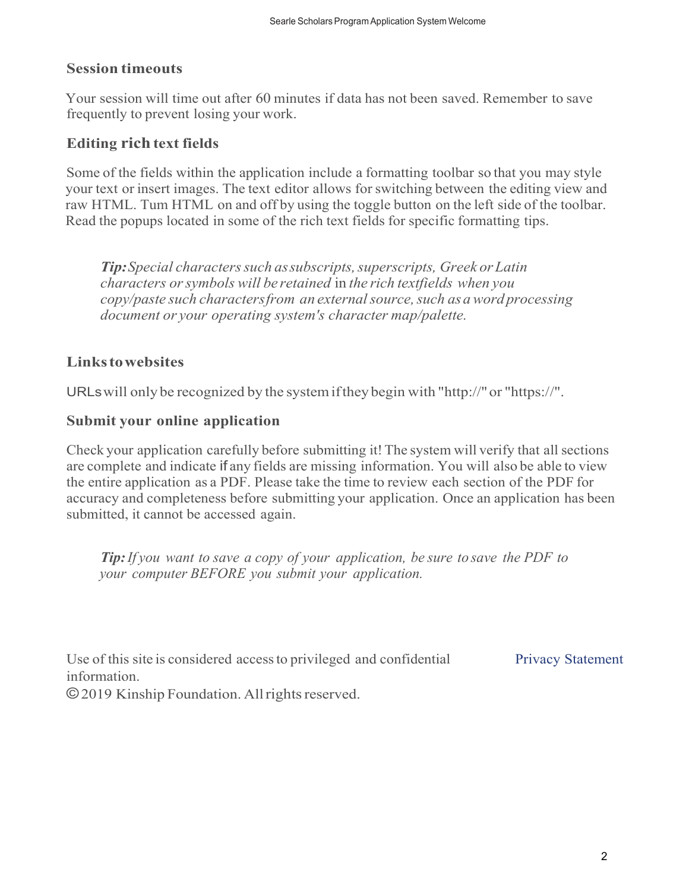### Session timeouts

Your session will time out after 60 minutes if data has not been saved. Remember to save frequently to prevent losing your work.

### Editing rich text fields

Some of the fields within the application include a formatting toolbar so that you may style your text or insert images. The text editor allows for switching between the editing view and raw HTML. Tum HTML on and off by using the toggle button on the left side of the toolbar. Read the popups located in some of the rich text fields for specific formatting tips.

> ***Tip:*** *Special characters such as subscripts, superscripts, Greek or Latin characters or symbols will be retained* in *the rich textfields when you copy/paste such charactersfrom an external source, such as a word processing document or your operating system's character map/palette.*

### Links to websites

URLs will only be recognized by the system if they begin with "http://" or "https://".

### Submit your online application

Check your application carefully before submitting it! The system will verify that all sections are complete and indicate if any fields are missing information. You will also be able to view the entire application as a PDF. Please take the time to review each section of the PDF for accuracy and completeness before submitting your application. Once an application has been submitted, it cannot be accessed again.

> ***Tip:*** *If you want to save a copy of your application, be sure to save the PDF to your computer BEFORE you submit your application.*

Use of this site is considered access to privileged and confidential information.

Privacy Statement

© 2019 Kinship Foundation. All rights reserved.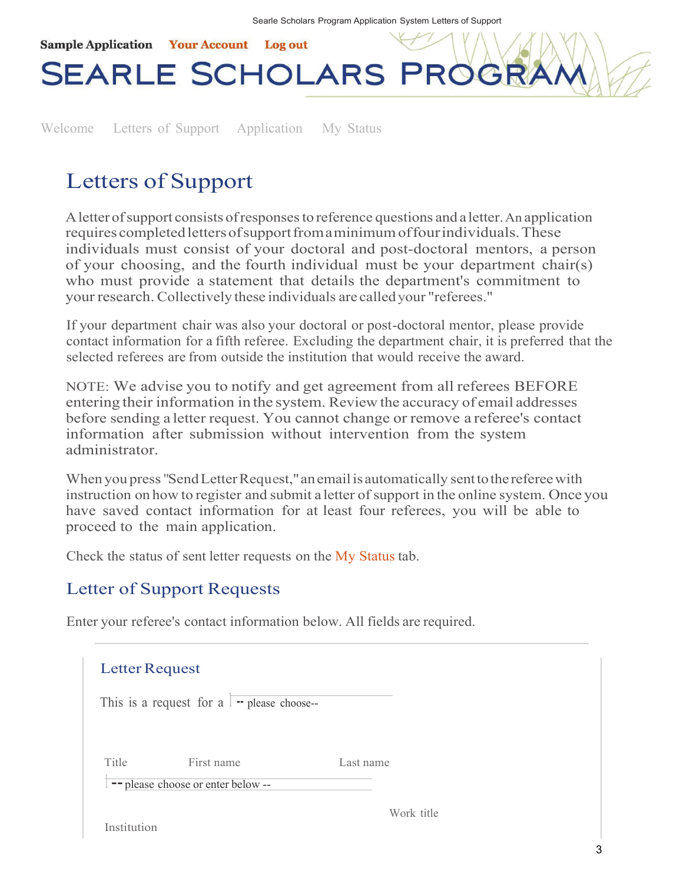Sample Application Your Account Log out

# SEARLE SCHOLARS PROGRAM

Welcome Letters of Support Application My Status

## Letters of Support

A letter of support consists of responses to reference questions and a letter. An application requires completed letters of support from a minimum of four individuals. These individuals must consist of your doctoral and post-doctoral mentors, a person of your choosing, and the fourth individual must be your department chair(s) who must provide a statement that details the department's commitment to your research. Collectively these individuals are called your "referees."

If your department chair was also your doctoral or post-doctoral mentor, please provide contact information for a fifth referee. Excluding the department chair, it is preferred that the selected referees are from outside the institution that would receive the award.

NOTE: We advise you to notify and get agreement from all referees BEFORE entering their information in the system. Review the accuracy of email addresses before sending a letter request. You cannot change or remove a referee's contact information after submission without intervention from the system administrator.

When you press "Send Letter Request," an email is automatically sent to the referee with instruction on how to register and submit a letter of support in the online system. Once you have saved contact information for at least four referees, you will be able to proceed to the main application.

Check the status of sent letter requests on the My Status tab.

## Letter of Support Requests

Enter your referee's contact information below. All fields are required.

### Letter Request

This is a request for a -- please choose--

Title First name Last name

-- please choose or enter below --

Work title

Institution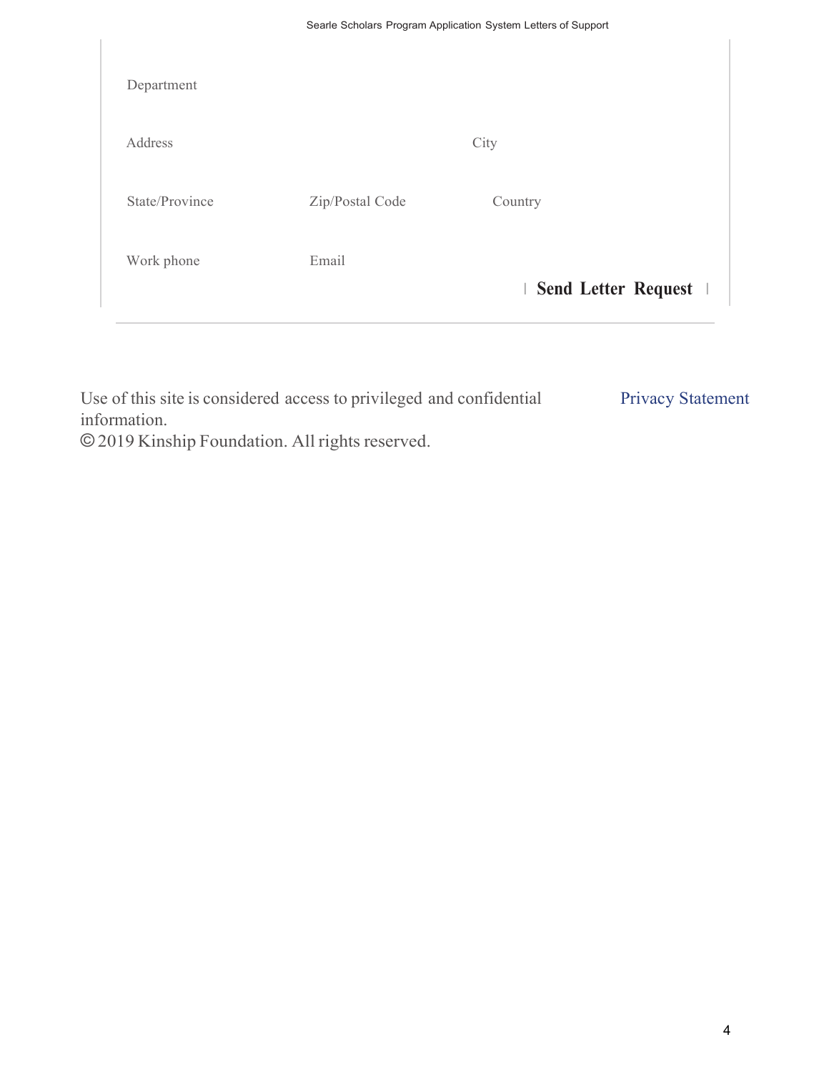Department

Address

City

State/Province

Zip/Postal Code

Country

Work phone

Email

**Send Letter Request**

---

Use of this site is considered access to privileged and confidential information.
© 2019 Kinship Foundation. All rights reserved.

Privacy Statement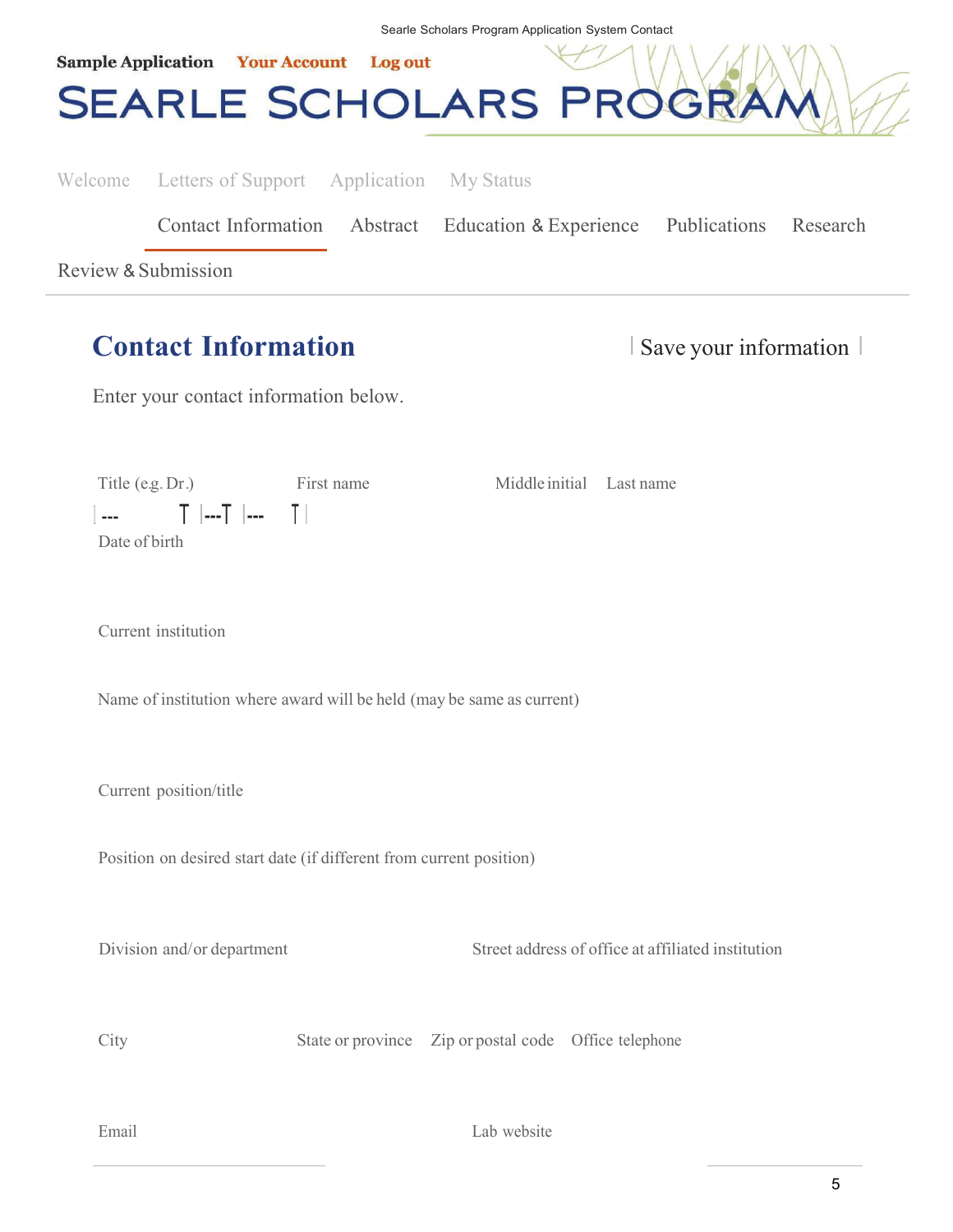Sample Application  Your Account  Log out

# SEARLE SCHOLARS PROGRAM

Welcome  Letters of Support  Application  My Status

Contact Information  Abstract  Education & Experience  Publications  Research

Review & Submission

## Contact Information

Save your information

Enter your contact information below.

Title (e.g. Dr.)  First name  Middle initial  Last name

--- --- ---

Date of birth

Current institution

Name of institution where award will be held (may be same as current)

Current position/title

Position on desired start date (if different from current position)

Division and/or department

Street address of office at affiliated institution

City  State or province  Zip or postal code  Office telephone

Email

Lab website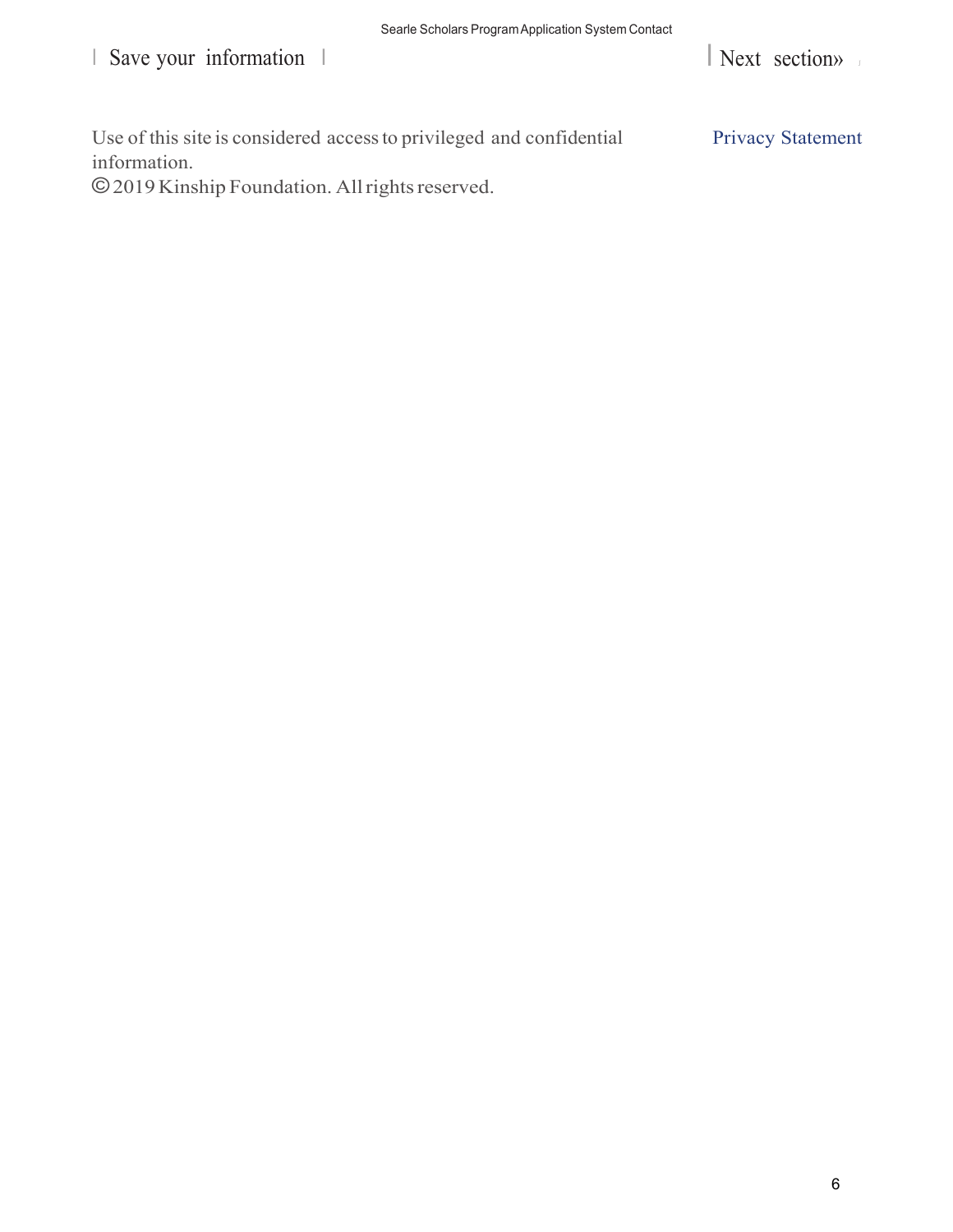Searle Scholars Program Application System Contact

| Save your information | | Next section» |

Use of this site is considered access to privileged and confidential information.

© 2019 Kinship Foundation. All rights reserved.

Privacy Statement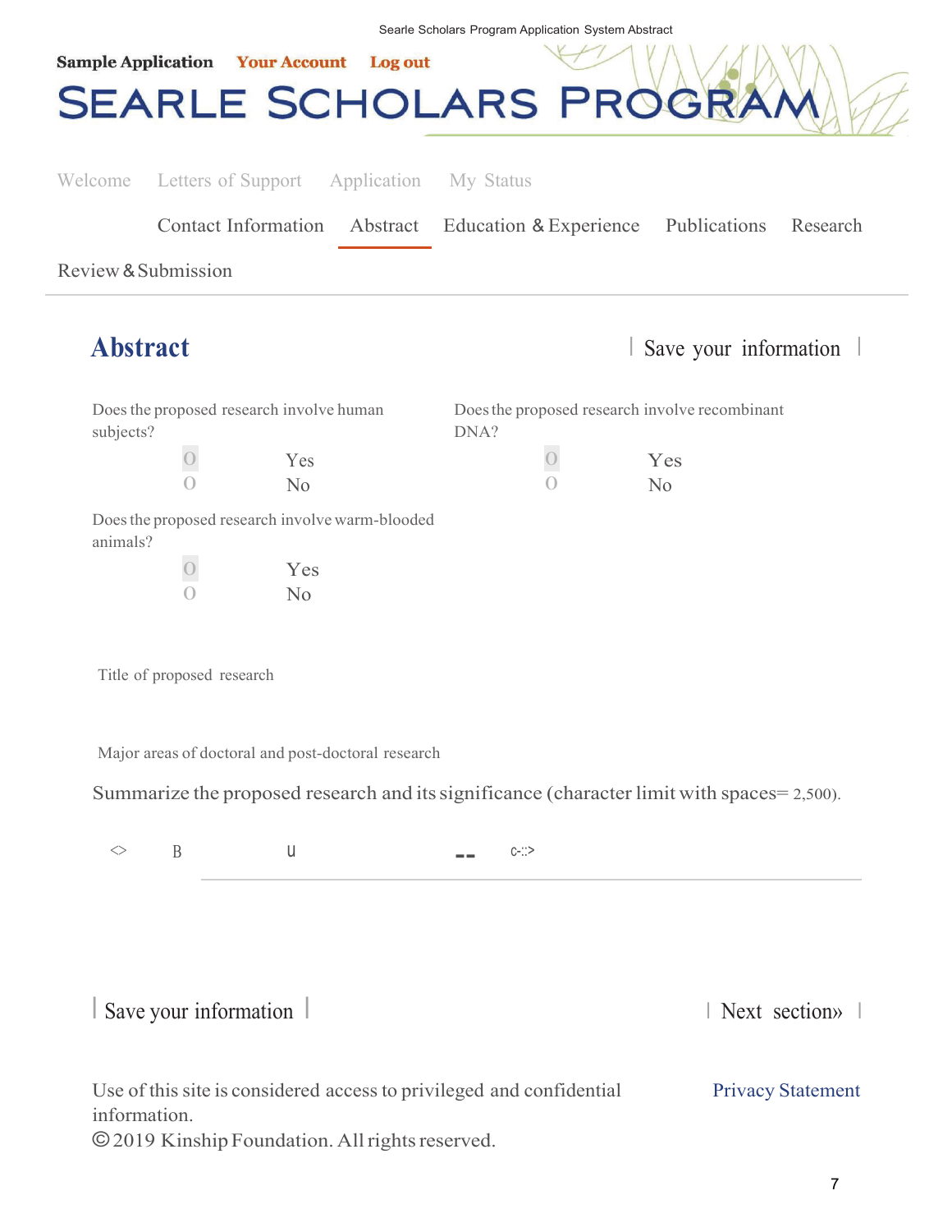Sample Application   Your Account   Log out

# SEARLE SCHOLARS PROGRAM

Welcome   Letters of Support   Application   My Status

Contact Information   Abstract   Education & Experience   Publications   Research

Review & Submission

## Abstract

| Save your information |

Does the proposed research involve human subjects?

- O Yes
- O No

Does the proposed research involve recombinant DNA?

- O Yes
- O No

Does the proposed research involve warm-blooded animals?

- O Yes
- O No

Title of proposed research

Major areas of doctoral and post-doctoral research

Summarize the proposed research and its significance (character limit with spaces= 2,500).

<> B u -- c-::>

| Save your information |   | Next section» |

Use of this site is considered access to privileged and confidential information.

© 2019 Kinship Foundation. All rights reserved.

Privacy Statement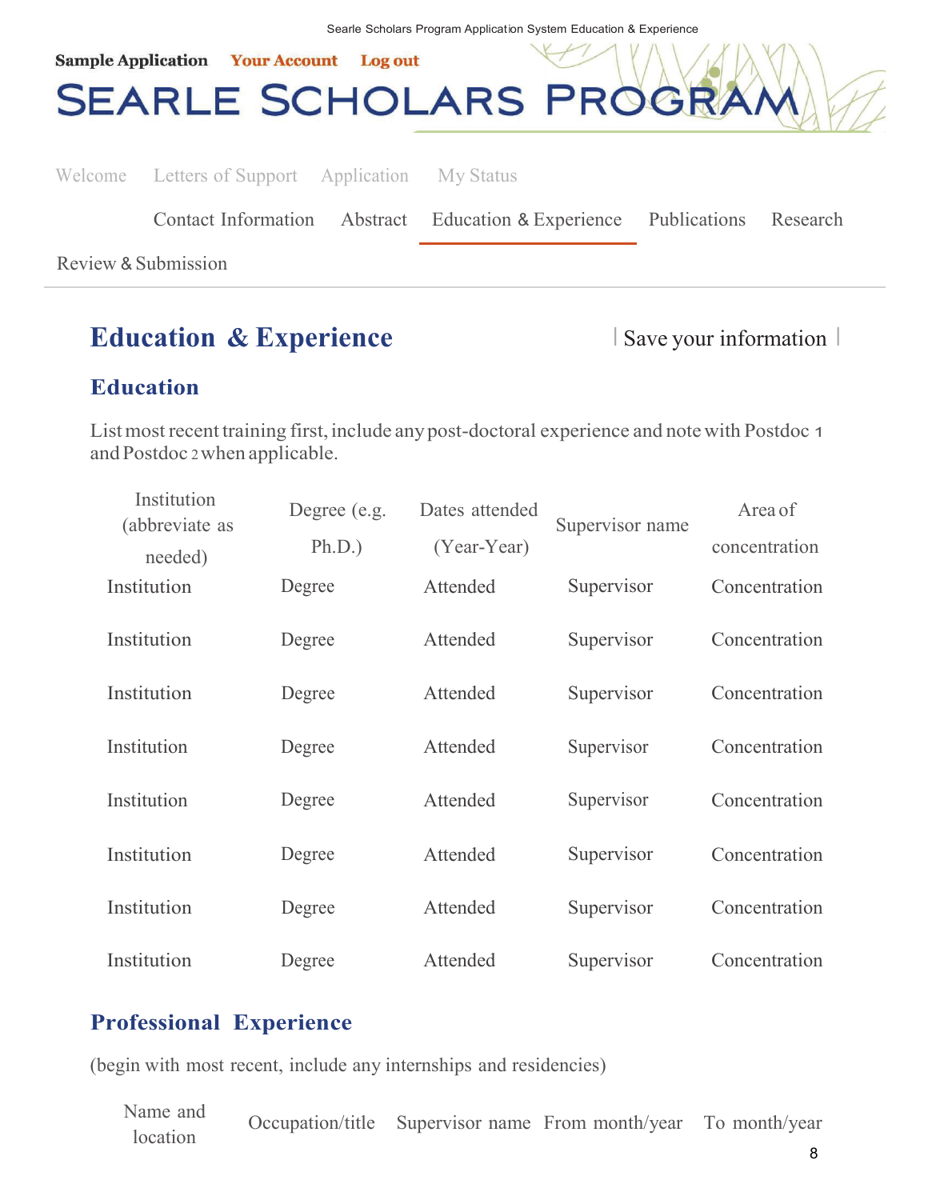Sample Application Your Account Log out

# SEARLE SCHOLARS PROGRAM

Welcome Letters of Support Application My Status

Contact Information Abstract Education & Experience Publications Research

Review & Submission

## Education & Experience

| Save your information |

### Education

List most recent training first, include any post-doctoral experience and note with Postdoc 1 and Postdoc 2 when applicable.

| Institution (abbreviate as needed) | Degree (e.g. Ph.D.) | Dates attended (Year-Year) | Supervisor name | Area of concentration |
|---|---|---|---|---|
| Institution | Degree | Attended | Supervisor | Concentration |
| Institution | Degree | Attended | Supervisor | Concentration |
| Institution | Degree | Attended | Supervisor | Concentration |
| Institution | Degree | Attended | Supervisor | Concentration |
| Institution | Degree | Attended | Supervisor | Concentration |
| Institution | Degree | Attended | Supervisor | Concentration |
| Institution | Degree | Attended | Supervisor | Concentration |
| Institution | Degree | Attended | Supervisor | Concentration |

### Professional Experience

(begin with most recent, include any internships and residencies)

| Name and location | Occupation/title | Supervisor name | From month/year | To month/year |
|---|---|---|---|---|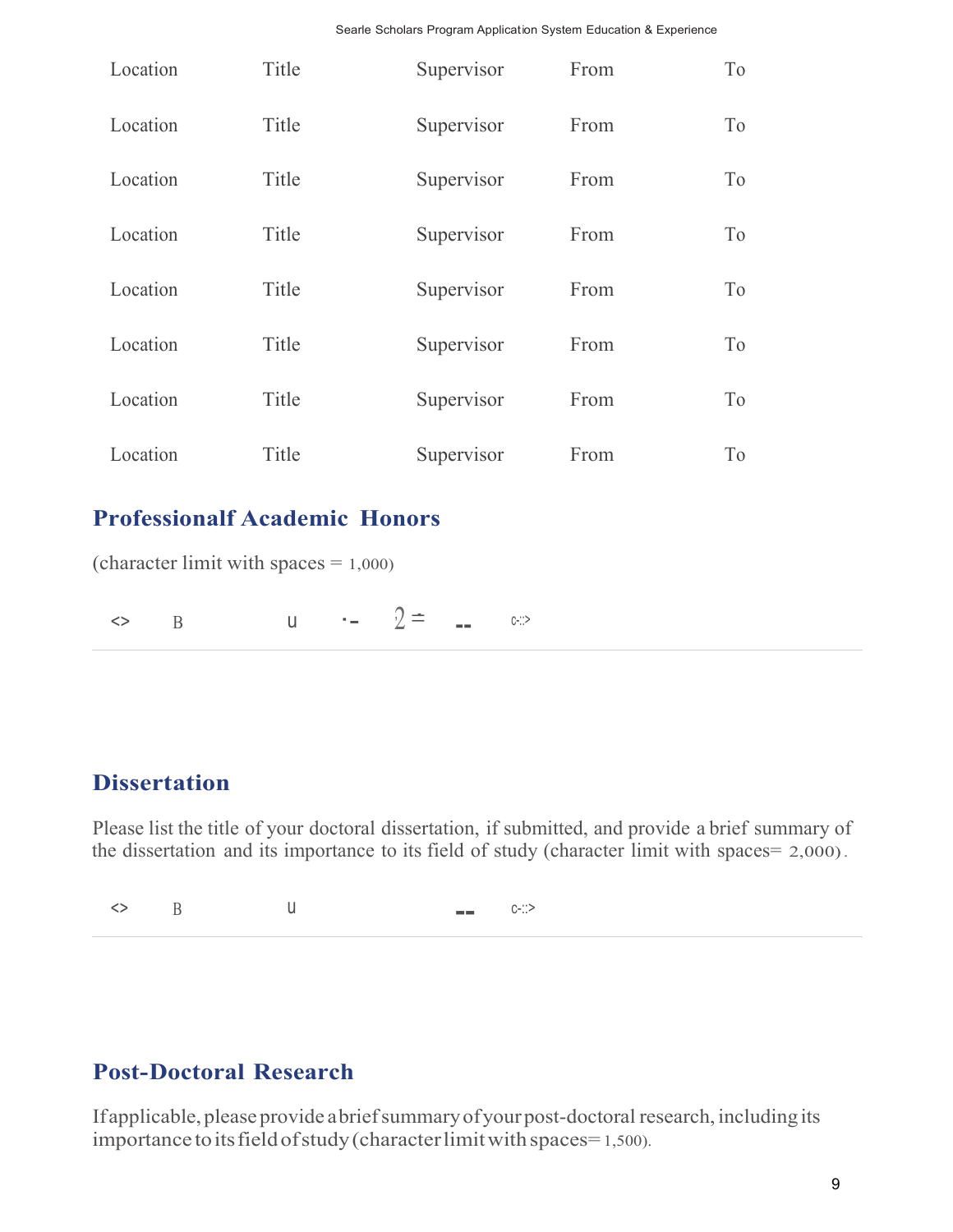| | | | | |
|---|---|---|---|---|
| Location | Title | Supervisor | From | To |
| Location | Title | Supervisor | From | To |
| Location | Title | Supervisor | From | To |
| Location | Title | Supervisor | From | To |
| Location | Title | Supervisor | From | To |
| Location | Title | Supervisor | From | To |
| Location | Title | Supervisor | From | To |
| Location | Title | Supervisor | From | To |

## Professionalf Academic Honors

(character limit with spaces = 1,000)

<> B u ·- 2 ≐ -- c-::>

## Dissertation

Please list the title of your doctoral dissertation, if submitted, and provide a brief summary of the dissertation and its importance to its field of study (character limit with spaces= 2,000).

<> B u -- c-::>

## Post-Doctoral Research

If applicable, please provide a brief summary of your post-doctoral research, including its importance to its field of study (character limit with spaces= 1,500).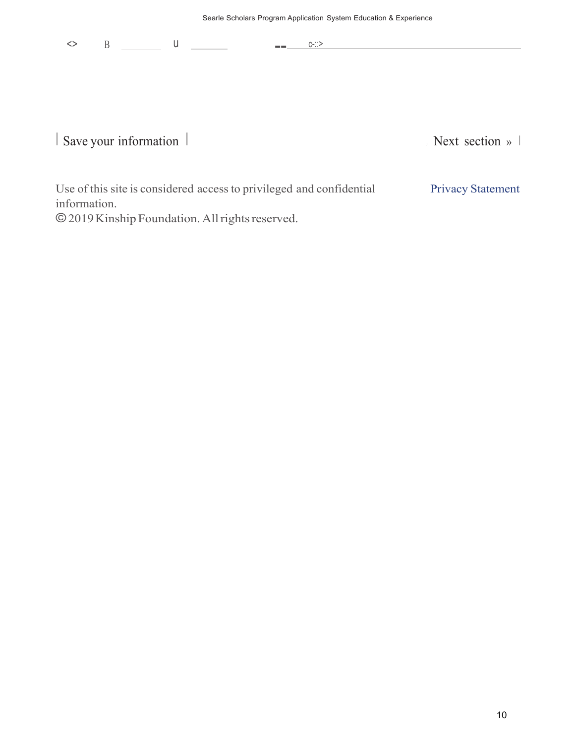<> B U c-::>

Save your information

Next section »

Use of this site is considered access to privileged and confidential information.
© 2019 Kinship Foundation. All rights reserved.

Privacy Statement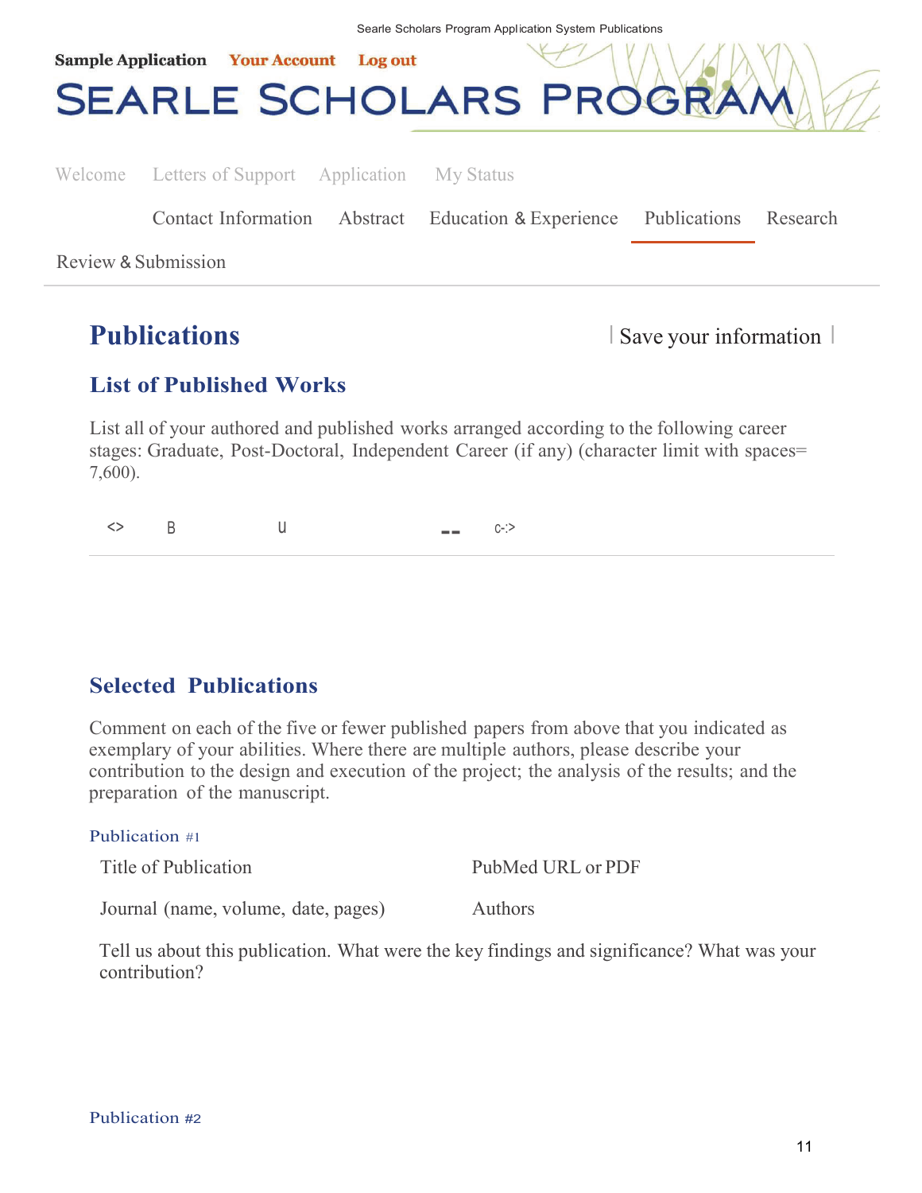Sample Application Your Account Log out

# SEARLE SCHOLARS PROGRAM

Welcome Letters of Support Application My Status

Contact Information Abstract Education & Experience Publications Research

Review & Submission

## Publications

| Save your information |

### List of Published Works

List all of your authored and published works arranged according to the following career stages: Graduate, Post-Doctoral, Independent Career (if any) (character limit with spaces= 7,600).

<> B U -- c-:>

### Selected Publications

Comment on each of the five or fewer published papers from above that you indicated as exemplary of your abilities. Where there are multiple authors, please describe your contribution to the design and execution of the project; the analysis of the results; and the preparation of the manuscript.

Publication #1

Title of Publication

PubMed URL or PDF

Journal (name, volume, date, pages)

Authors

Tell us about this publication. What were the key findings and significance? What was your contribution?

Publication #2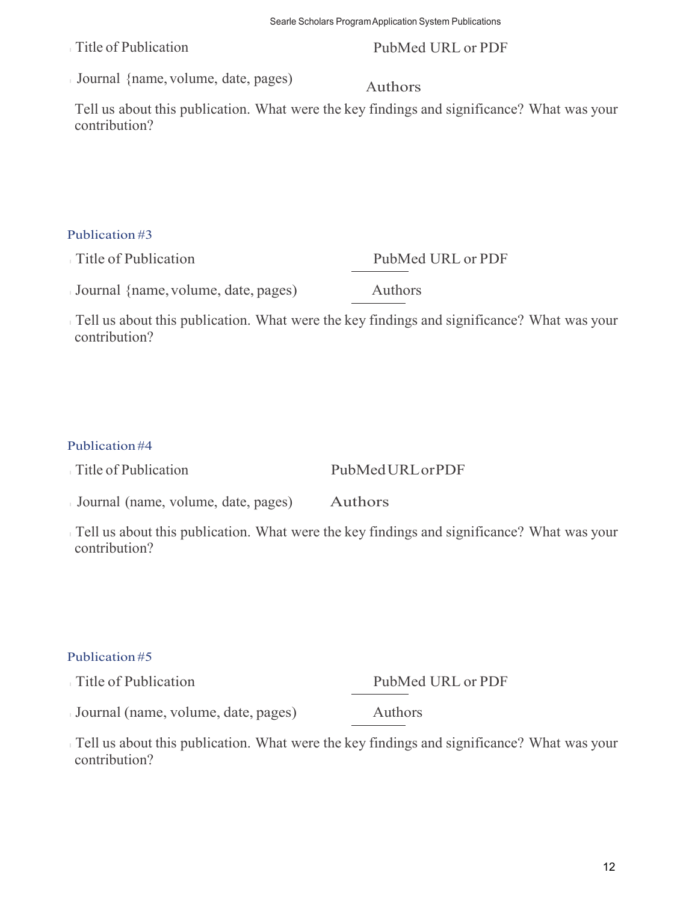Title of Publication

PubMed URL or PDF

Journal {name, volume, date, pages)

Authors

Tell us about this publication. What were the key findings and significance? What was your contribution?

## Publication #3

Title of Publication

PubMed URL or PDF

Journal {name, volume, date, pages)

Authors

Tell us about this publication. What were the key findings and significance? What was your contribution?

## Publication #4

Title of Publication

PubMed URL or PDF

Journal (name, volume, date, pages)

Authors

Tell us about this publication. What were the key findings and significance? What was your contribution?

## Publication #5

Title of Publication

PubMed URL or PDF

Journal (name, volume, date, pages)

Authors

Tell us about this publication. What were the key findings and significance? What was your contribution?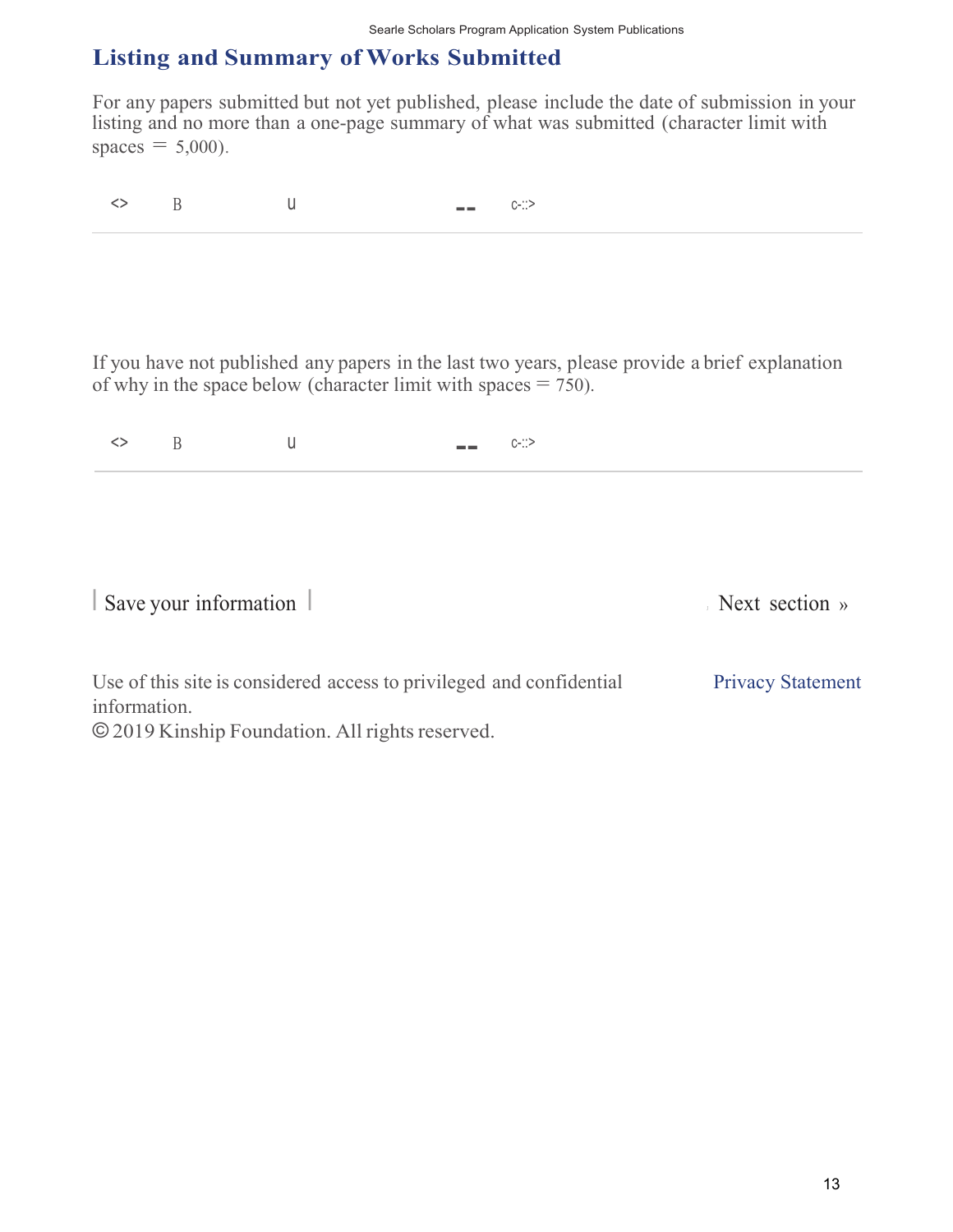## Listing and Summary of Works Submitted

For any papers submitted but not yet published, please include the date of submission in your listing and no more than a one-page summary of what was submitted (character limit with spaces = 5,000).

<> B U -- c-::>

If you have not published any papers in the last two years, please provide a brief explanation of why in the space below (character limit with spaces = 750).

<> B U -- c-::>

Save your information

Next section »

Use of this site is considered access to privileged and confidential information.
© 2019 Kinship Foundation. All rights reserved.

Privacy Statement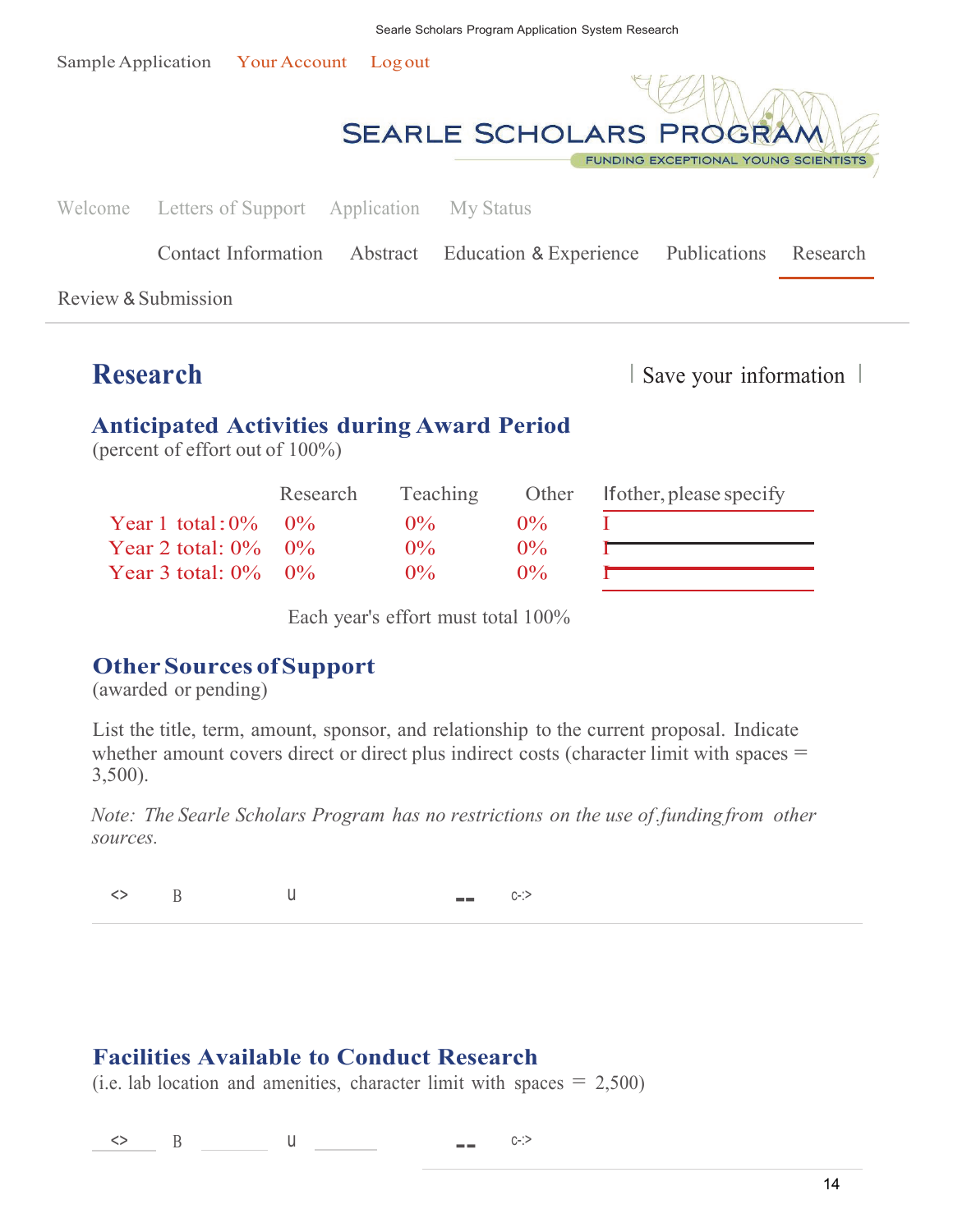Sample Application Your Account Log out

SEARLE SCHOLARS PROGRAM
FUNDING EXCEPTIONAL YOUNG SCIENTISTS

Welcome Letters of Support Application My Status

Contact Information Abstract Education & Experience Publications Research

Review & Submission

# Research

| Save your information |

## Anticipated Activities during Award Period

(percent of effort out of 100%)

| | Research | Teaching | Other | If other, please specify |
|---|---|---|---|---|
| Year 1 total: 0% | 0% | 0% | 0% | |
| Year 2 total: 0% | 0% | 0% | 0% | |
| Year 3 total: 0% | 0% | 0% | 0% | |

Each year's effort must total 100%

## Other Sources of Support

(awarded or pending)

List the title, term, amount, sponsor, and relationship to the current proposal. Indicate whether amount covers direct or direct plus indirect costs (character limit with spaces = 3,500).

*Note: The Searle Scholars Program has no restrictions on the use of funding from other sources.*

<> B U -- c-:>

## Facilities Available to Conduct Research

(i.e. lab location and amenities, character limit with spaces = 2,500)

<> B U -- c-:>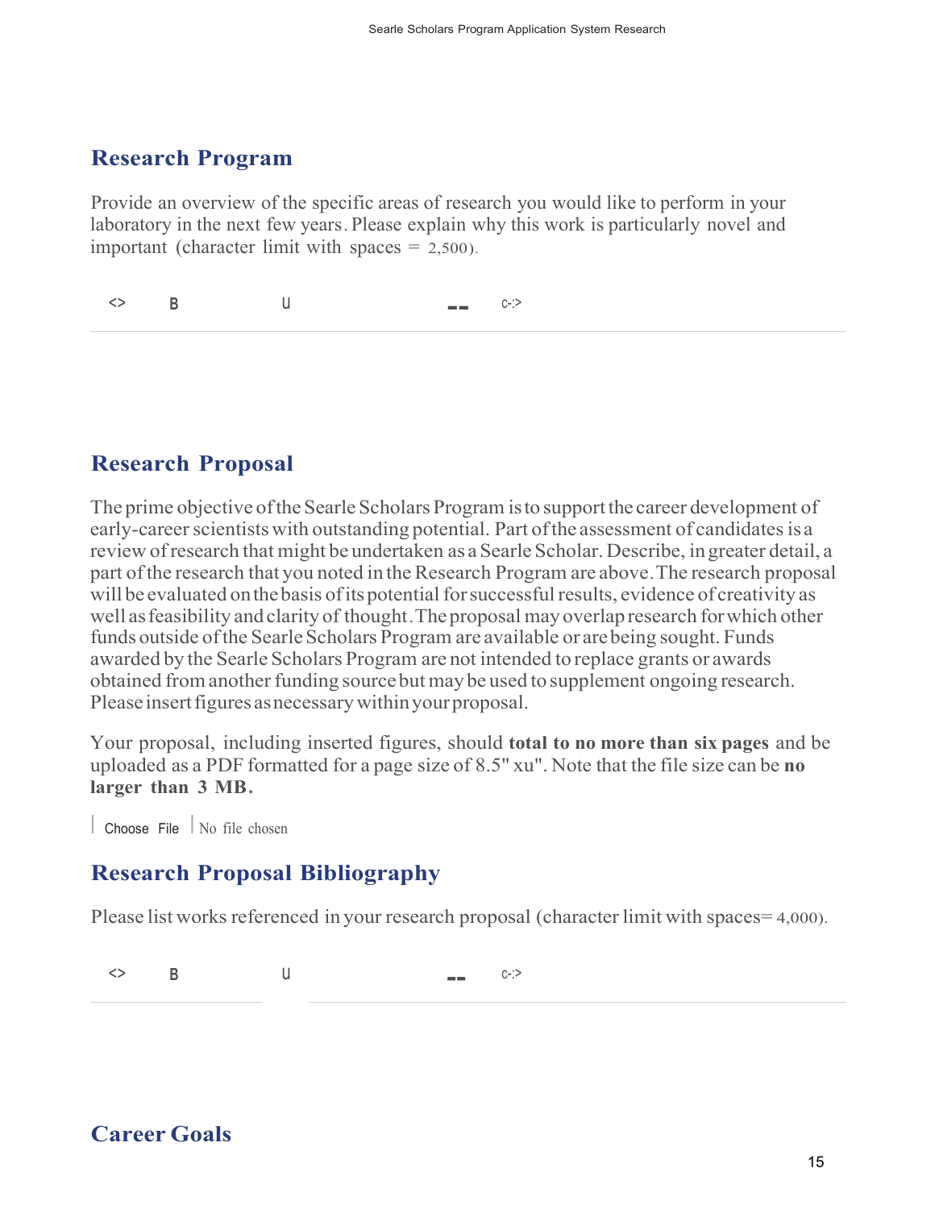## Research Program

Provide an overview of the specific areas of research you would like to perform in your laboratory in the next few years. Please explain why this work is particularly novel and important (character limit with spaces = 2,500).

<> B U -- c-:>

## Research Proposal

The prime objective of the Searle Scholars Program is to support the career development of early-career scientists with outstanding potential. Part of the assessment of candidates is a review of research that might be undertaken as a Searle Scholar. Describe, in greater detail, a part of the research that you noted in the Research Program are above. The research proposal will be evaluated on the basis of its potential for successful results, evidence of creativity as well as feasibility and clarity of thought. The proposal may overlap research for which other funds outside of the Searle Scholars Program are available or are being sought. Funds awarded by the Searle Scholars Program are not intended to replace grants or awards obtained from another funding source but may be used to supplement ongoing research. Please insert figures as necessary within your proposal.

Your proposal, including inserted figures, should **total to no more than six pages** and be uploaded as a PDF formatted for a page size of 8.5" xu". Note that the file size can be **no larger than 3 MB.**

Choose File | No file chosen

## Research Proposal Bibliography

Please list works referenced in your research proposal (character limit with spaces= 4,000).

<> B U -- c-:>

## Career Goals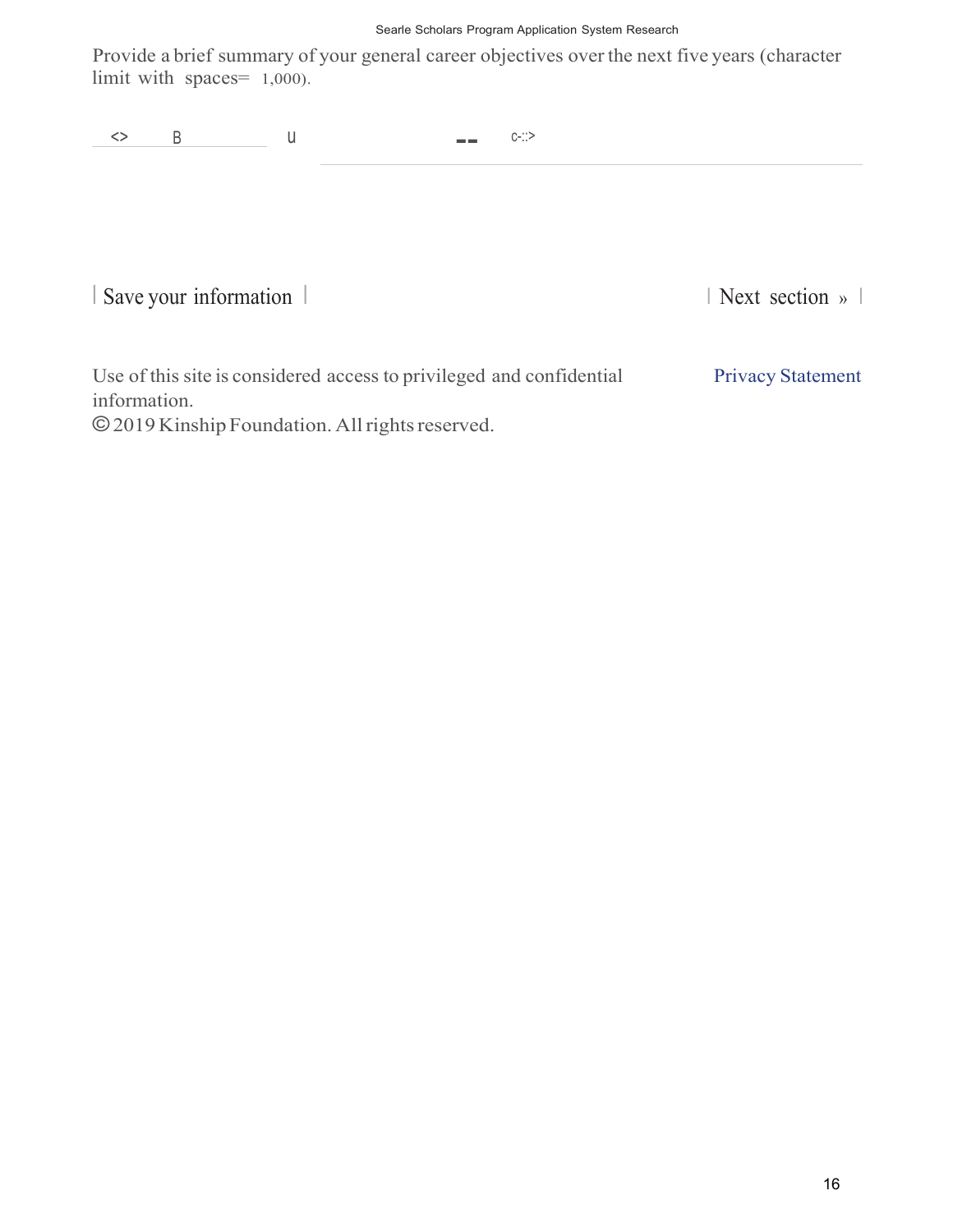Provide a brief summary of your general career objectives over the next five years (character limit with spaces= 1,000).

<> B U ▬▬ c-::>

| Save your information |

| Next section » |

Use of this site is considered access to privileged and confidential information.

© 2019 Kinship Foundation. All rights reserved.

Privacy Statement